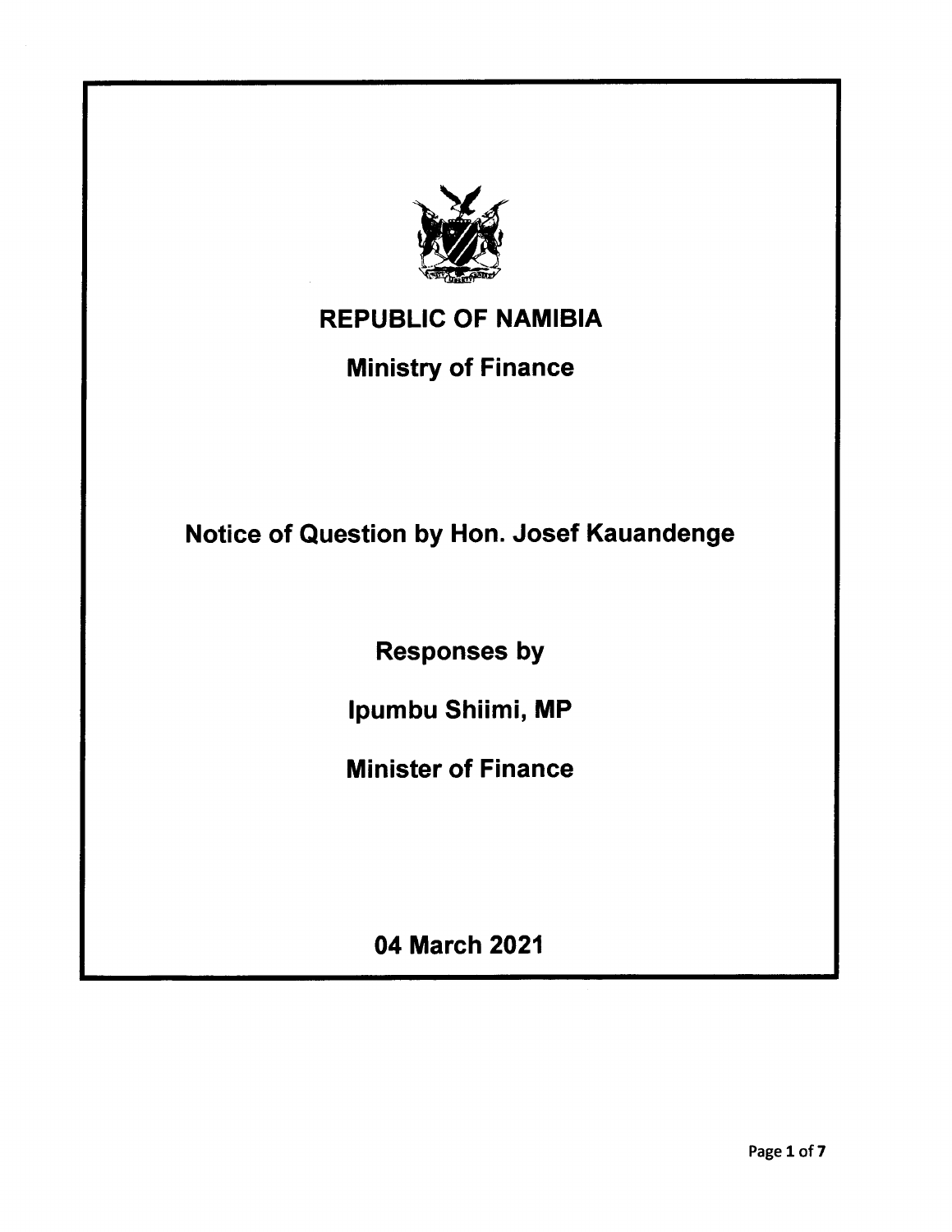# REPUBLIC OF NAMIBIA

## Ministry of Finance

## Notice of Question by Hon. Josef Kauandenge

**Responses by**

**Ipumbu Shiimi, MP**

**Minister of Finance**

**04 March 2021**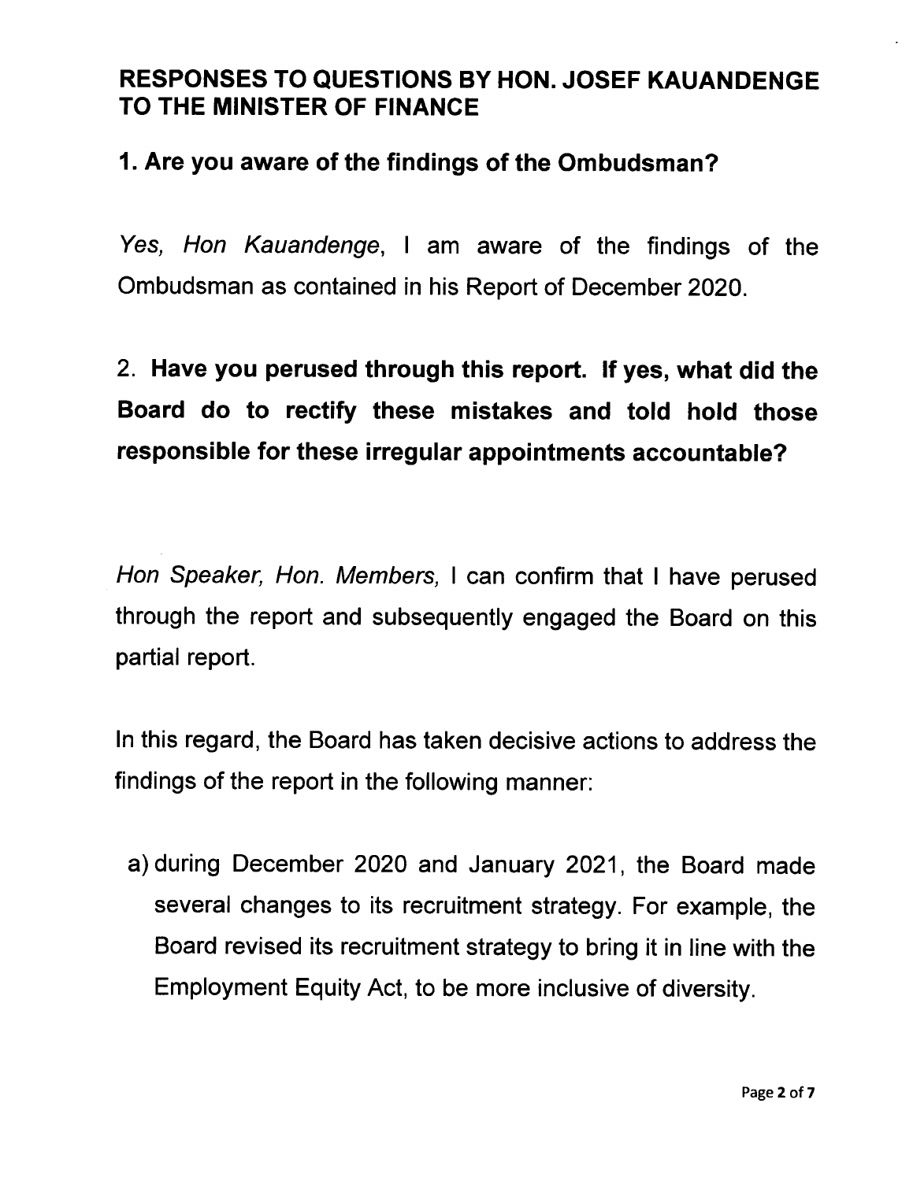## RESPONSES TO QUESTIONS BY HON. JOSEF KAUANDENGE TO THE MINISTER OF FINANCE

### 1. Are you aware of the findings of the Ombudsman?

*Yes, Hon Kauandenge*, I am aware of the findings of the Ombudsman as contained in his Report of December 2020.

### 2. Have you perused through this report. If yes, what did the Board do to rectify these mistakes and told hold those responsible for these irregular appointments accountable?

*Hon Speaker, Hon. Members,* I can confirm that I have perused through the report and subsequently engaged the Board on this partial report.

In this regard, the Board has taken decisive actions to address the findings of the report in the following manner:

a) during December 2020 and January 2021, the Board made several changes to its recruitment strategy. For example, the Board revised its recruitment strategy to bring it in line with the Employment Equity Act, to be more inclusive of diversity.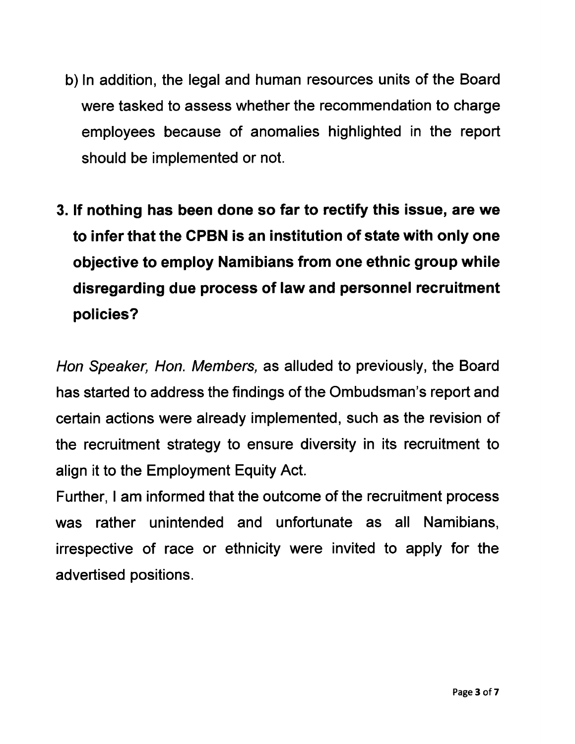b) In addition, the legal and human resources units of the Board were tasked to assess whether the recommendation to charge employees because of anomalies highlighted in the report should be implemented or not.

**3. If nothing has been done so far to rectify this issue, are we to infer that the CPBN is an institution of state with only one objective to employ Namibians from one ethnic group while disregarding due process of law and personnel recruitment policies?**

*Hon Speaker, Hon. Members,* as alluded to previously, the Board has started to address the findings of the Ombudsman's report and certain actions were already implemented, such as the revision of the recruitment strategy to ensure diversity in its recruitment to align it to the Employment Equity Act.

Further, I am informed that the outcome of the recruitment process was rather unintended and unfortunate as all Namibians, irrespective of race or ethnicity were invited to apply for the advertised positions.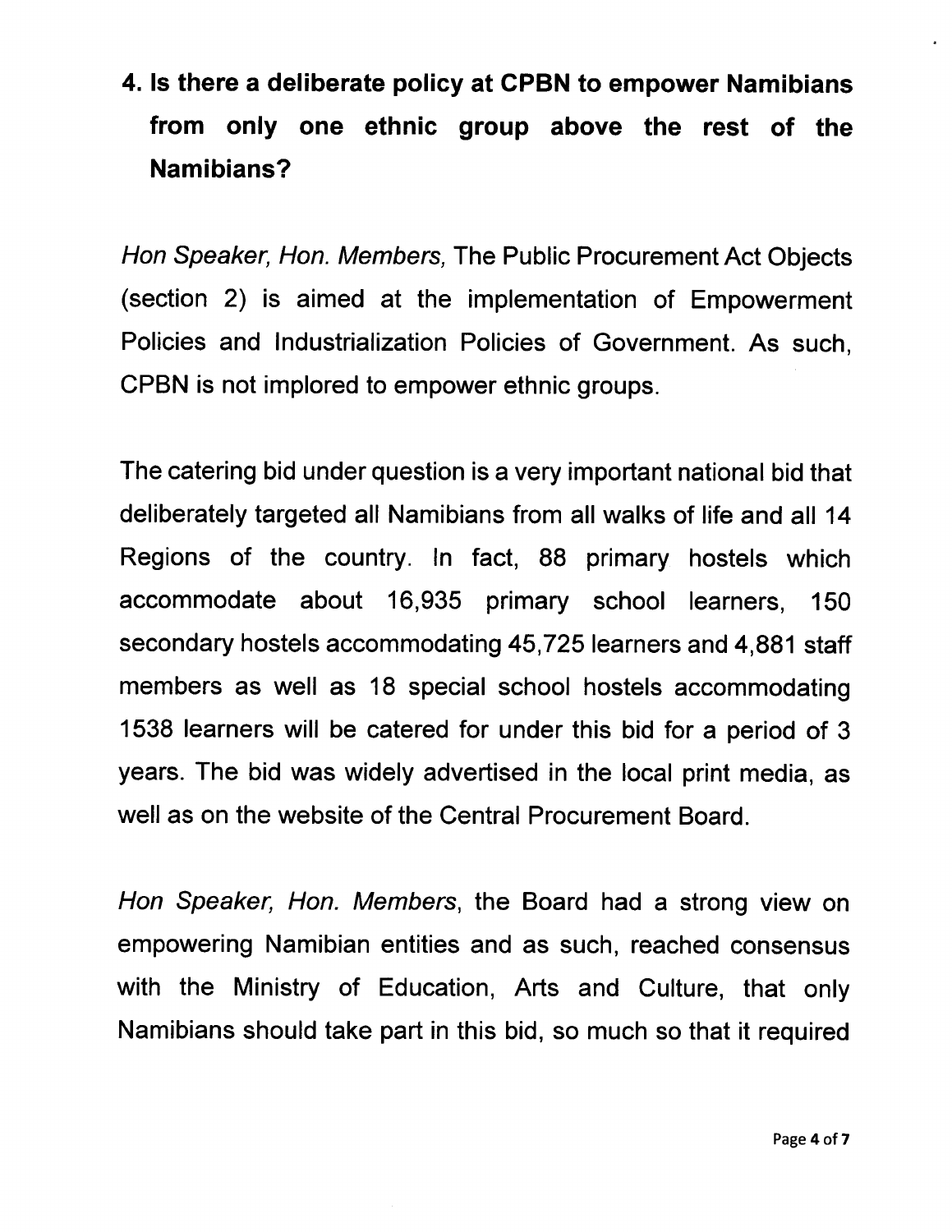**4. Is there a deliberate policy at CPBN to empower Namibians from only one ethnic group above the rest of the Namibians?**

*Hon Speaker, Hon. Members,* The Public Procurement Act Objects (section 2) is aimed at the implementation of Empowerment Policies and Industrialization Policies of Government. As such, CPBN is not implored to empower ethnic groups.

The catering bid under question is a very important national bid that deliberately targeted all Namibians from all walks of life and all 14 Regions of the country. In fact, 88 primary hostels which accommodate about 16,935 primary school learners, 150 secondary hostels accommodating 45,725 learners and 4,881 staff members as well as 18 special school hostels accommodating 1538 learners will be catered for under this bid for a period of 3 years. The bid was widely advertised in the local print media, as well as on the website of the Central Procurement Board.

*Hon Speaker, Hon. Members*, the Board had a strong view on empowering Namibian entities and as such, reached consensus with the Ministry of Education, Arts and Culture, that only Namibians should take part in this bid, so much so that it required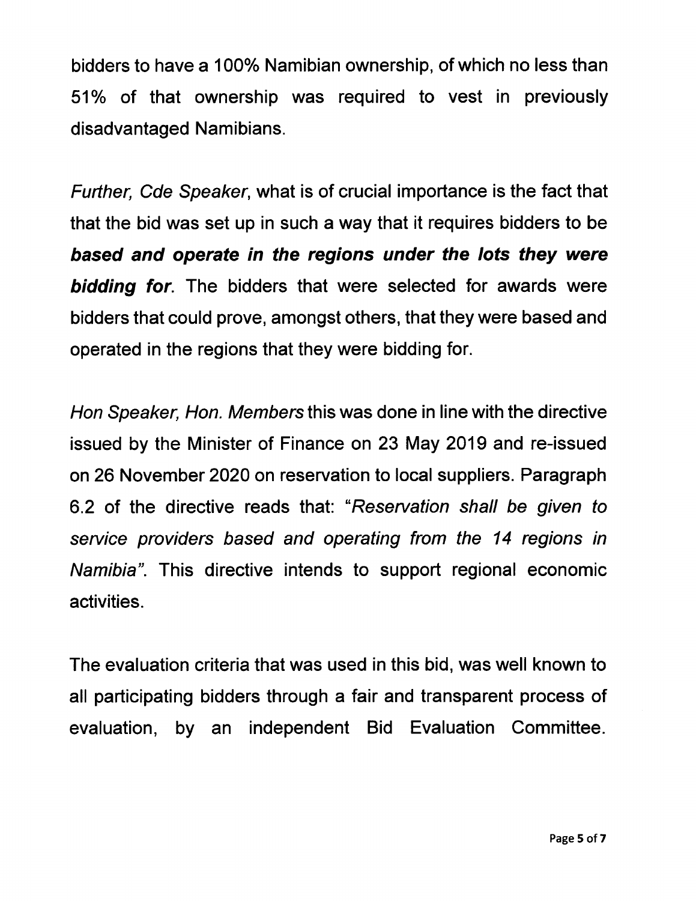bidders to have a 100% Namibian ownership, of which no less than 51% of that ownership was required to vest in previously disadvantaged Namibians.

*Further, Cde Speaker*, what is of crucial importance is the fact that that the bid was set up in such a way that it requires bidders to be ***based and operate in the regions under the lots they were bidding for***. The bidders that were selected for awards were bidders that could prove, amongst others, that they were based and operated in the regions that they were bidding for.

*Hon Speaker, Hon. Members* this was done in line with the directive issued by the Minister of Finance on 23 May 2019 and re-issued on 26 November 2020 on reservation to local suppliers. Paragraph 6.2 of the directive reads that: "*Reservation shall be given to service providers based and operating from the 14 regions in Namibia*". This directive intends to support regional economic activities.

The evaluation criteria that was used in this bid, was well known to all participating bidders through a fair and transparent process of evaluation, by an independent Bid Evaluation Committee.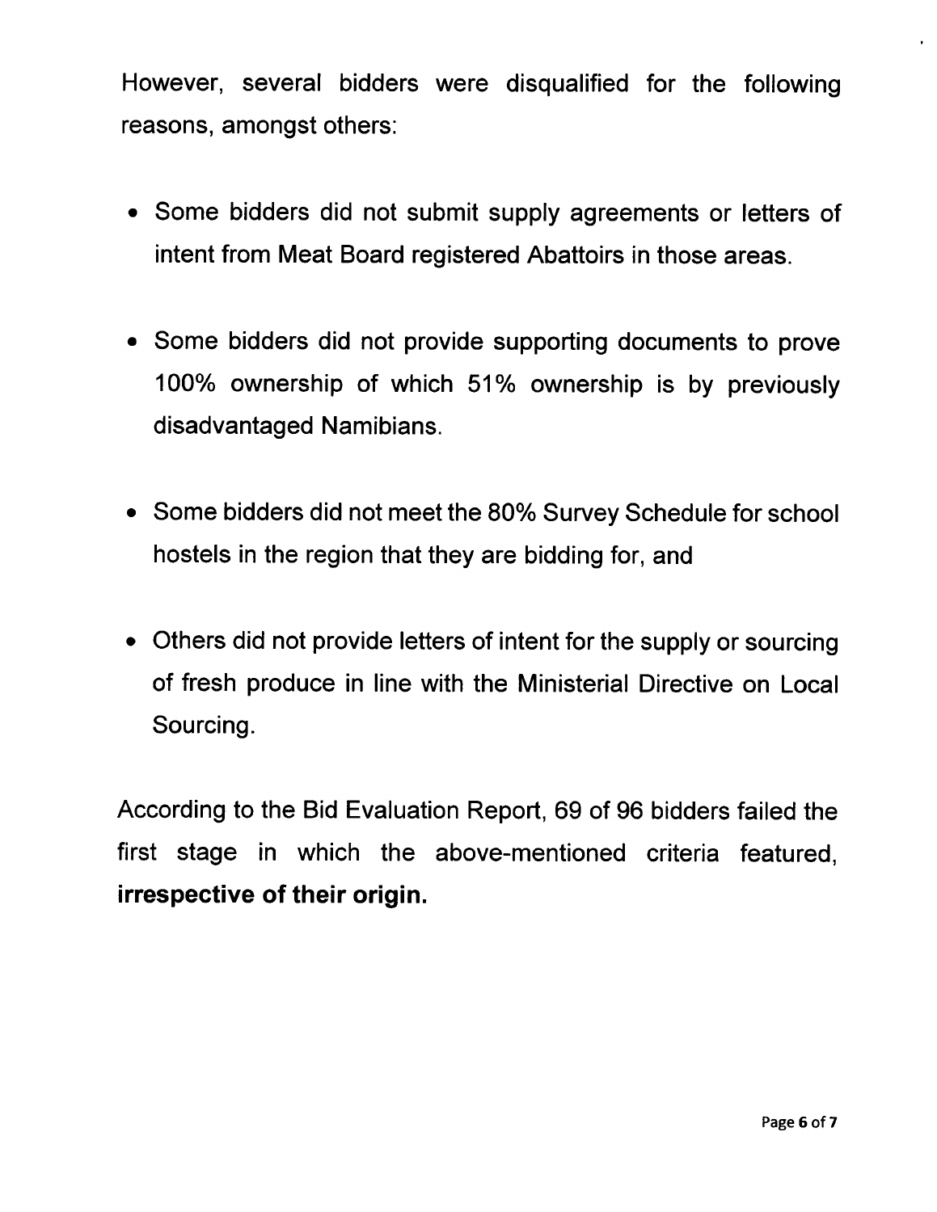However, several bidders were disqualified for the following reasons, amongst others:

- Some bidders did not submit supply agreements or letters of intent from Meat Board registered Abattoirs in those areas.
- Some bidders did not provide supporting documents to prove 100% ownership of which 51% ownership is by previously disadvantaged Namibians.
- Some bidders did not meet the 80% Survey Schedule for school hostels in the region that they are bidding for, and
- Others did not provide letters of intent for the supply or sourcing of fresh produce in line with the Ministerial Directive on Local Sourcing.

According to the Bid Evaluation Report, 69 of 96 bidders failed the first stage in which the above-mentioned criteria featured, **irrespective of their origin.**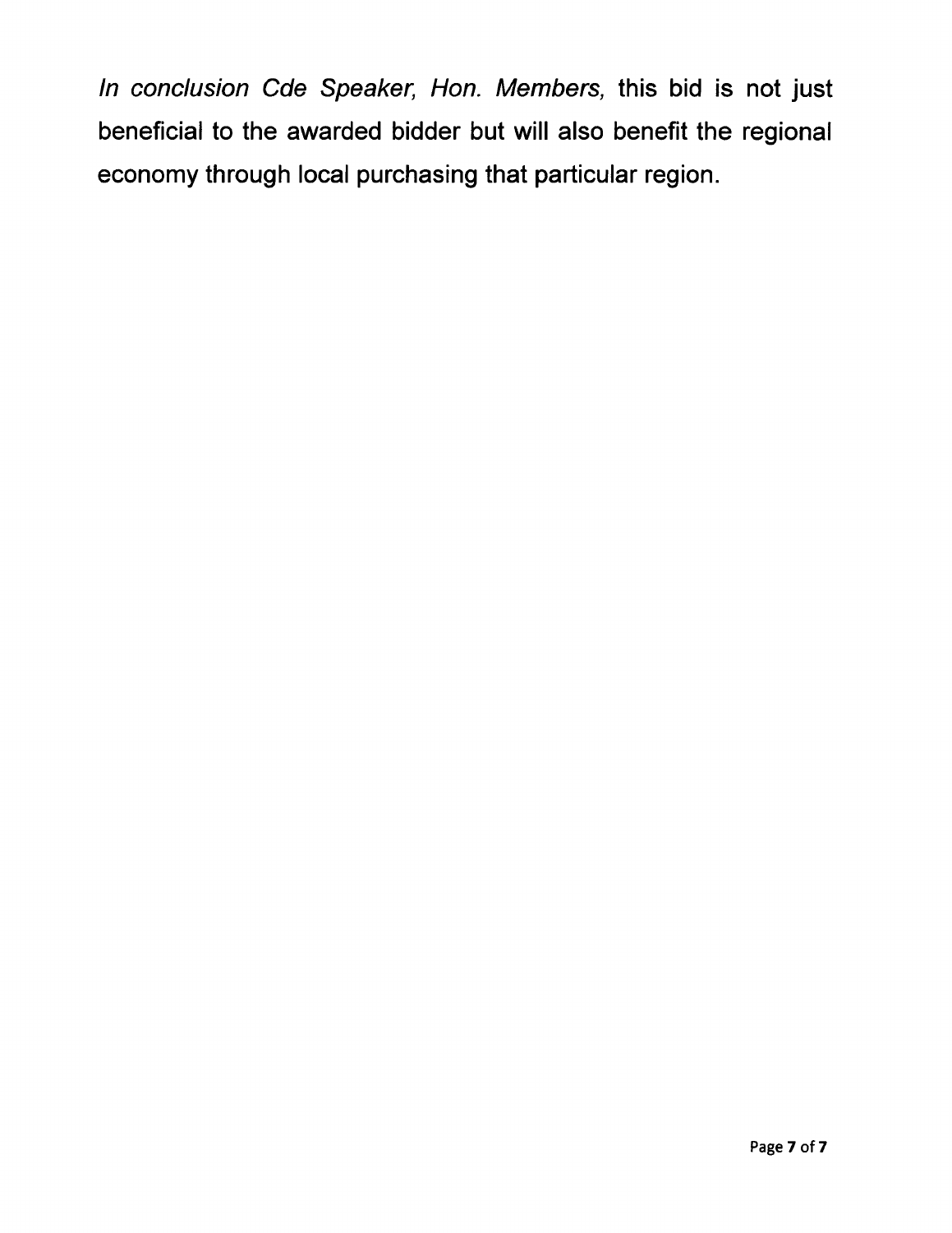*In conclusion Cde Speaker, Hon. Members,* this bid is not just beneficial to the awarded bidder but will also benefit the regional economy through local purchasing that particular region.